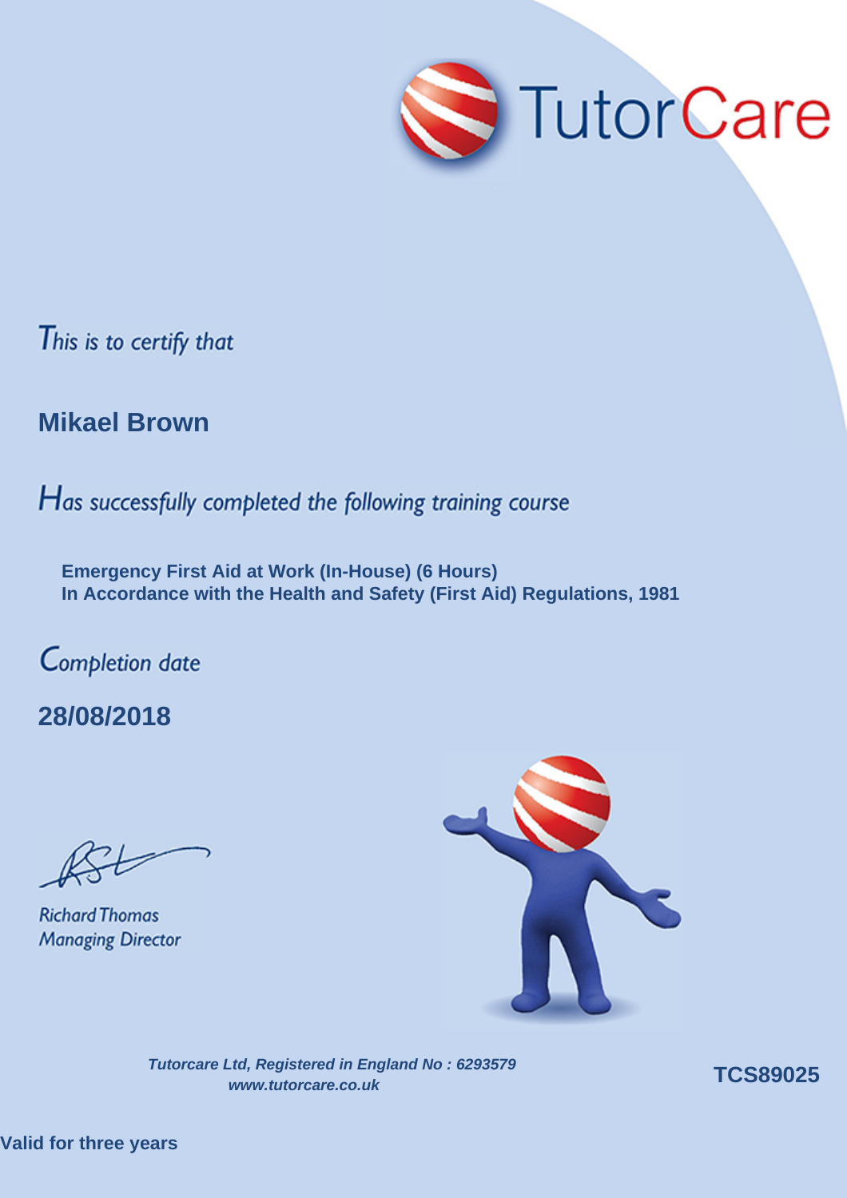TutorCare

*This is to certify that*

**Mikael Brown**

*Has successfully completed the following training course*

**Emergency First Aid at Work (In-House) (6 Hours)**
**In Accordance with the Health and Safety (First Aid) Regulations, 1981**

*Completion date*

**28/08/2018**

Richard Thomas
*Managing Director*

***Tutorcare Ltd, Registered in England No : 6293579***
***www.tutorcare.co.uk***

**TCS89025**

**Valid for three years**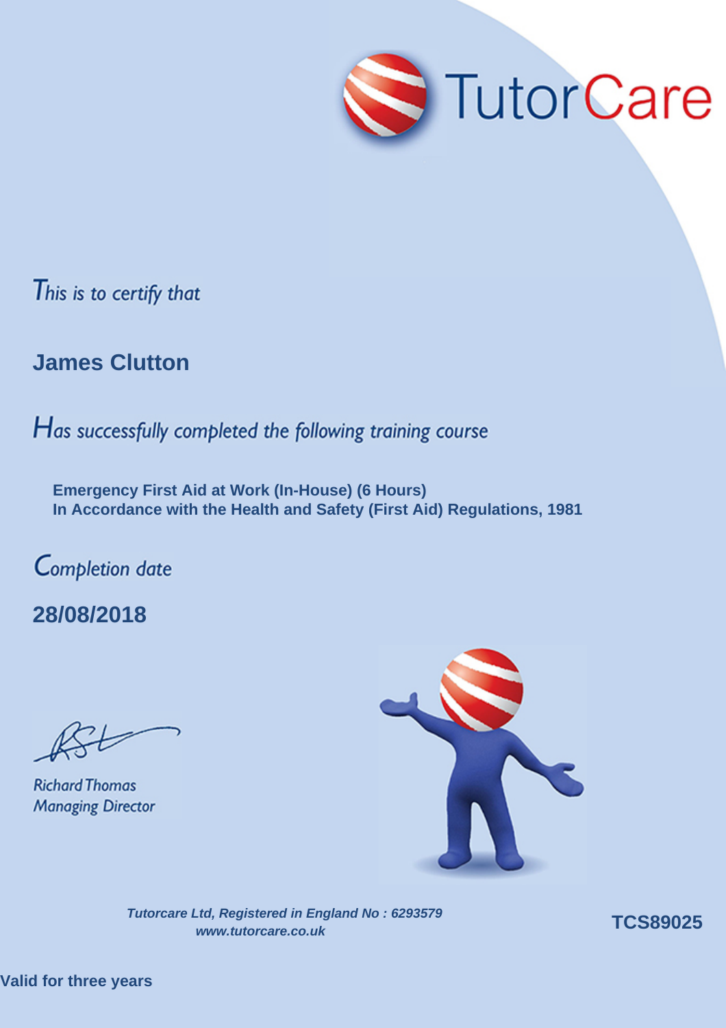TutorCare

*This is to certify that*

**James Clutton**

*Has successfully completed the following training course*

**Emergency First Aid at Work (In-House) (6 Hours)**
**In Accordance with the Health and Safety (First Aid) Regulations, 1981**

*Completion date*

**28/08/2018**

Richard Thomas
*Managing Director*

***Tutorcare Ltd, Registered in England No : 6293579***
***www.tutorcare.co.uk***

**TCS89025**

**Valid for three years**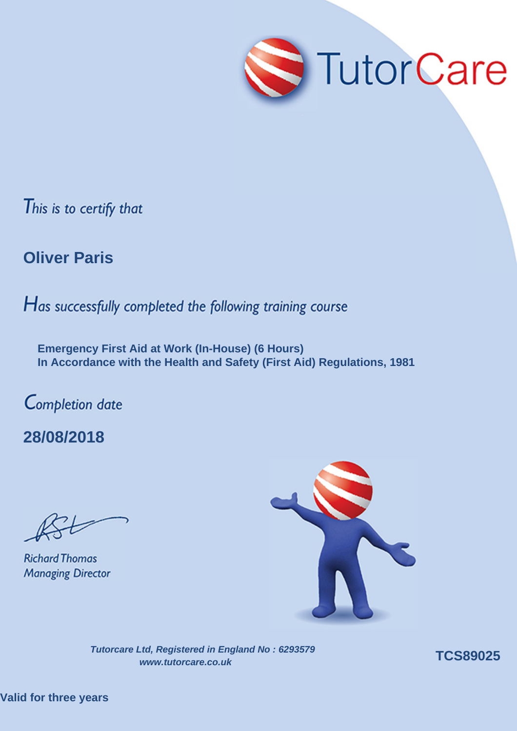TutorCare

*This is to certify that*

## Oliver Paris

*Has successfully completed the following training course*

**Emergency First Aid at Work (In-House) (6 Hours)**
**In Accordance with the Health and Safety (First Aid) Regulations, 1981**

*Completion date*

**28/08/2018**

Richard Thomas
*Managing Director*

***Tutorcare Ltd, Registered in England No : 6293579***
***www.tutorcare.co.uk***

**TCS89025**

**Valid for three years**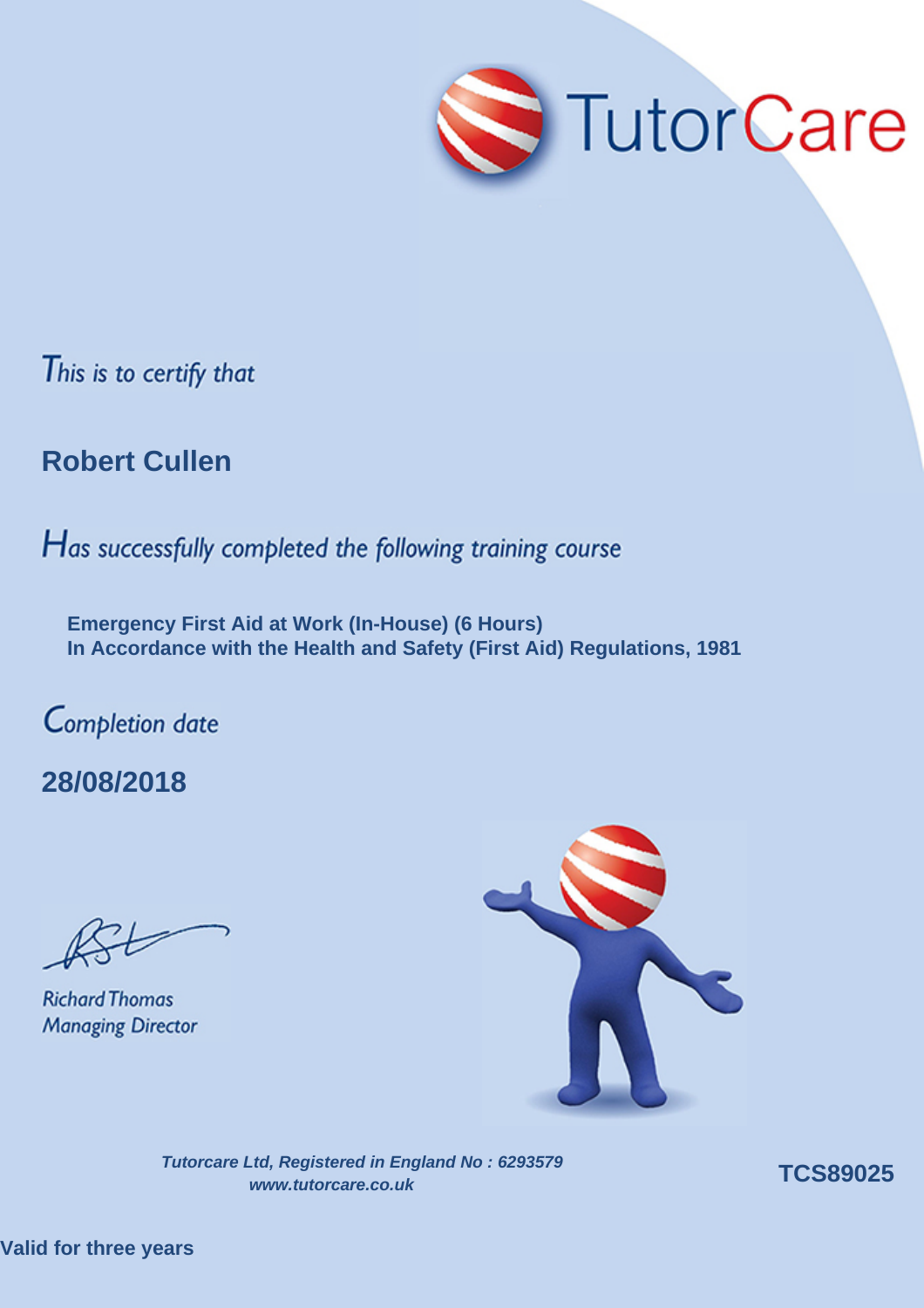TutorCare

*This is to certify that*

## Robert Cullen

*Has successfully completed the following training course*

**Emergency First Aid at Work (In-House) (6 Hours)**
**In Accordance with the Health and Safety (First Aid) Regulations, 1981**

*Completion date*

## 28/08/2018

*Richard Thomas*
*Managing Director*

***Tutorcare Ltd, Registered in England No : 6293579***
***www.tutorcare.co.uk***

**TCS89025**

**Valid for three years**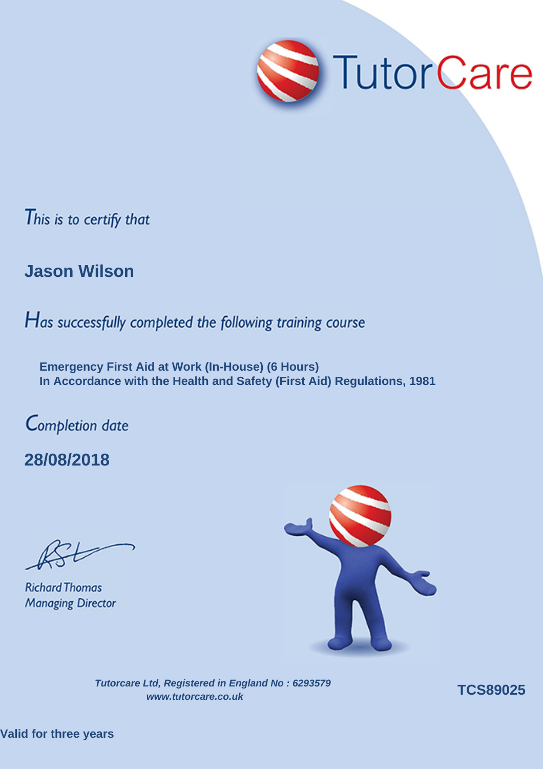TutorCare

*This is to certify that*

**Jason Wilson**

*Has successfully completed the following training course*

**Emergency First Aid at Work (In-House) (6 Hours)**
**In Accordance with the Health and Safety (First Aid) Regulations, 1981**

*Completion date*

**28/08/2018**

Richard Thomas
*Managing Director*

***Tutorcare Ltd, Registered in England No : 6293579***
***www.tutorcare.co.uk***

**TCS89025**

**Valid for three years**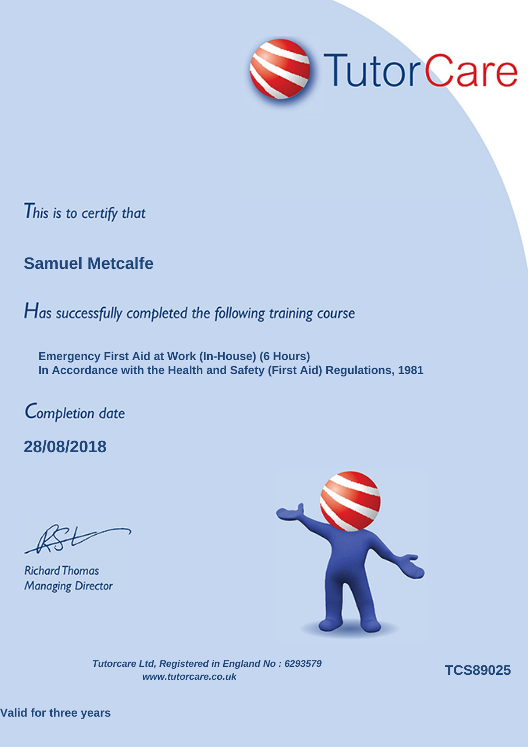TutorCare

*This is to certify that*

## Samuel Metcalfe

*Has successfully completed the following training course*

**Emergency First Aid at Work (In-House) (6 Hours)**
**In Accordance with the Health and Safety (First Aid) Regulations, 1981**

*Completion date*

## 28/08/2018

Richard Thomas
*Managing Director*

***Tutorcare Ltd, Registered in England No : 6293579***
***www.tutorcare.co.uk***

**TCS89025**

**Valid for three years**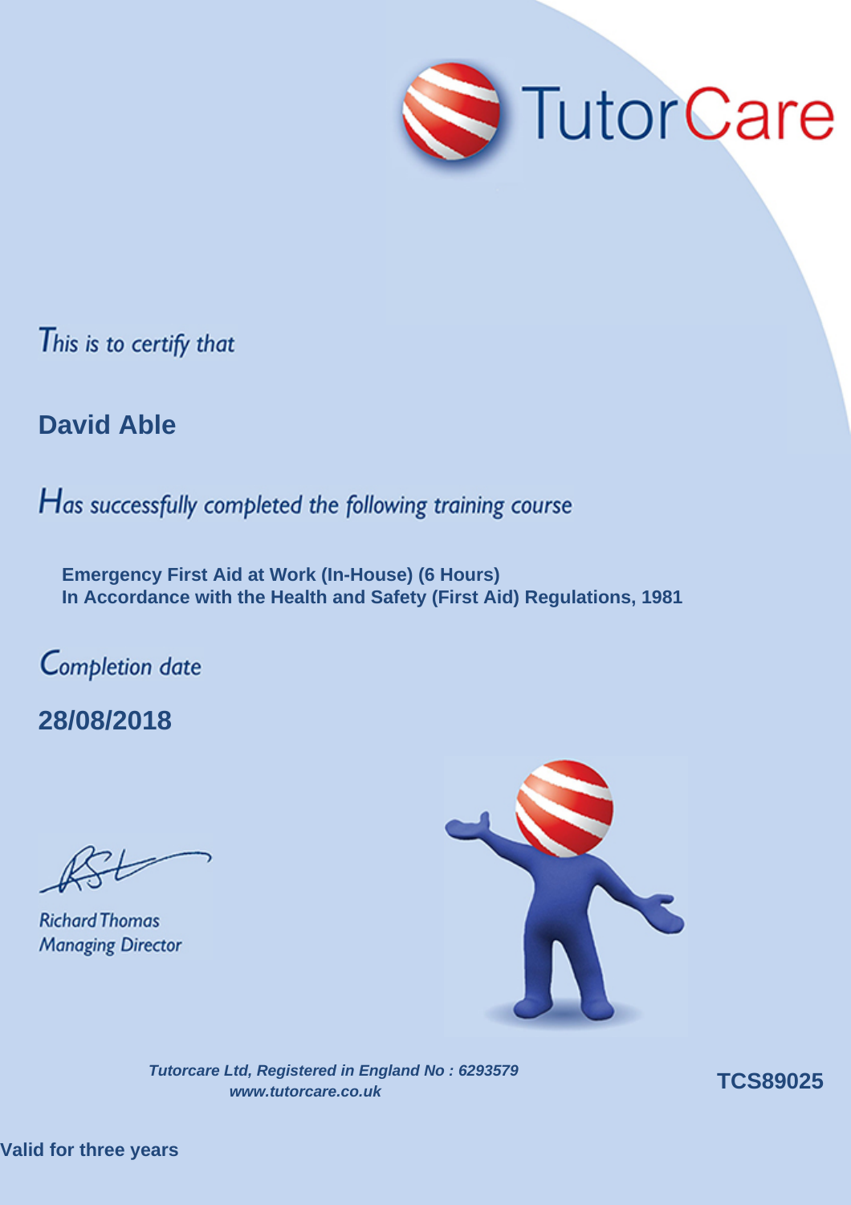TutorCare

*This is to certify that*

## David Able

*Has successfully completed the following training course*

**Emergency First Aid at Work (In-House) (6 Hours)**
**In Accordance with the Health and Safety (First Aid) Regulations, 1981**

*Completion date*

## 28/08/2018

*Richard Thomas*
*Managing Director*

***Tutorcare Ltd, Registered in England No : 6293579***
***www.tutorcare.co.uk***

**TCS89025**

**Valid for three years**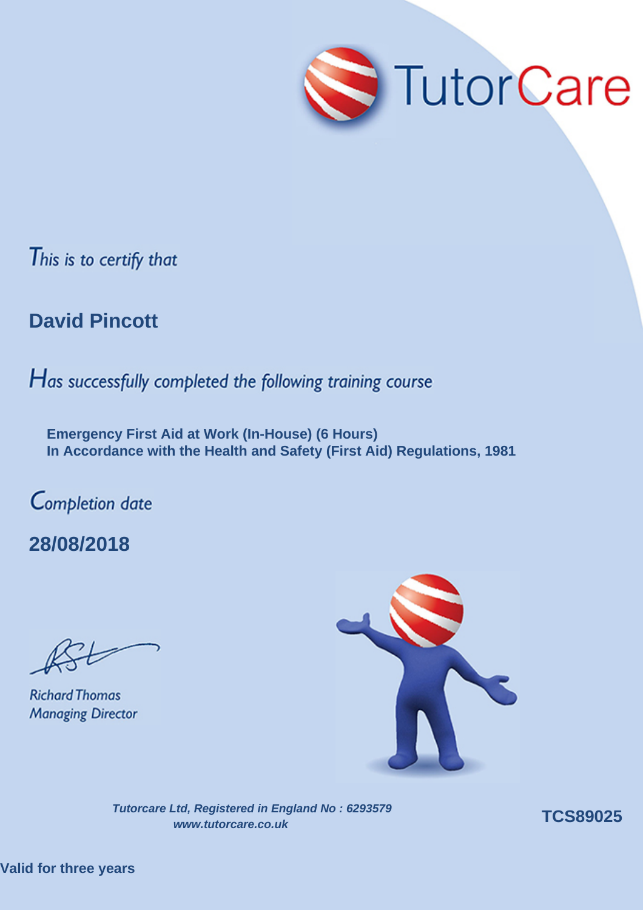TutorCare

*This is to certify that*

**David Pincott**

*Has successfully completed the following training course*

**Emergency First Aid at Work (In-House) (6 Hours)**
**In Accordance with the Health and Safety (First Aid) Regulations, 1981**

*Completion date*

**28/08/2018**

*Richard Thomas*
*Managing Director*

***Tutorcare Ltd, Registered in England No : 6293579***
***www.tutorcare.co.uk***

**TCS89025**

**Valid for three years**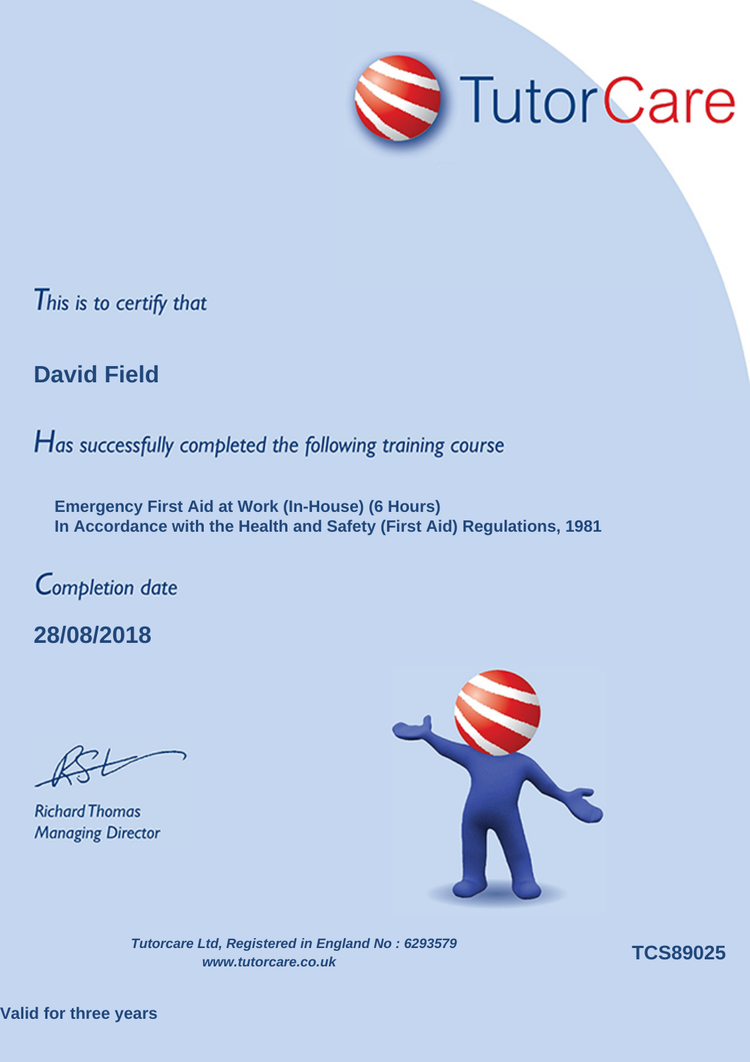TutorCare

*This is to certify that*

**David Field**

*Has successfully completed the following training course*

**Emergency First Aid at Work (In-House) (6 Hours)**
**In Accordance with the Health and Safety (First Aid) Regulations, 1981**

*Completion date*

**28/08/2018**

Richard Thomas
*Managing Director*

***Tutorcare Ltd, Registered in England No : 6293579***
***www.tutorcare.co.uk***

**TCS89025**

**Valid for three years**